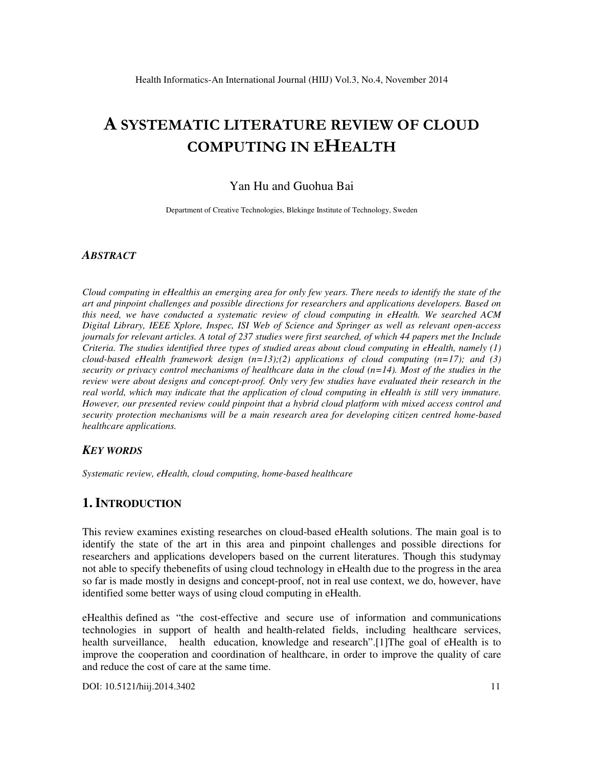# A SYSTEMATIC LITERATURE REVIEW OF CLOUD COMPUTING IN eHEALTH

Yan Hu and Guohua Bai

Department of Creative Technologies, Blekinge Institute of Technology, Sweden

## ABSTRACT

*Cloud computing in eHealthis an emerging area for only few years. There needs to identify the state of the art and pinpoint challenges and possible directions for researchers and applications developers. Based on this need, we have conducted a systematic review of cloud computing in eHealth. We searched ACM Digital Library, IEEE Xplore, Inspec, ISI Web of Science and Springer as well as relevant open-access journals for relevant articles. A total of 237 studies were first searched, of which 44 papers met the Include Criteria. The studies identified three types of studied areas about cloud computing in eHealth, namely (1) cloud-based eHealth framework design (n=13);(2) applications of cloud computing (n=17); and (3) security or privacy control mechanisms of healthcare data in the cloud (n=14). Most of the studies in the review were about designs and concept-proof. Only very few studies have evaluated their research in the real world, which may indicate that the application of cloud computing in eHealth is still very immature. However, our presented review could pinpoint that a hybrid cloud platform with mixed access control and security protection mechanisms will be a main research area for developing citizen centred home-based healthcare applications.*

## KEY WORDS

*Systematic review, eHealth, cloud computing, home-based healthcare*

## 1. INTRODUCTION

This review examines existing researches on cloud-based eHealth solutions. The main goal is to identify the state of the art in this area and pinpoint challenges and possible directions for researchers and applications developers based on the current literatures. Though this studymay not able to specify thebenefits of using cloud technology in eHealth due to the progress in the area so far is made mostly in designs and concept-proof, not in real use context, we do, however, have identified some better ways of using cloud computing in eHealth.

eHealthis defined as "the cost-effective and secure use of information and communications technologies in support of health and health-related fields, including healthcare services, health surveillance, health education, knowledge and research".[1]The goal of eHealth is to improve the cooperation and coordination of healthcare, in order to improve the quality of care and reduce the cost of care at the same time.

DOI: 10.5121/hiij.2014.3402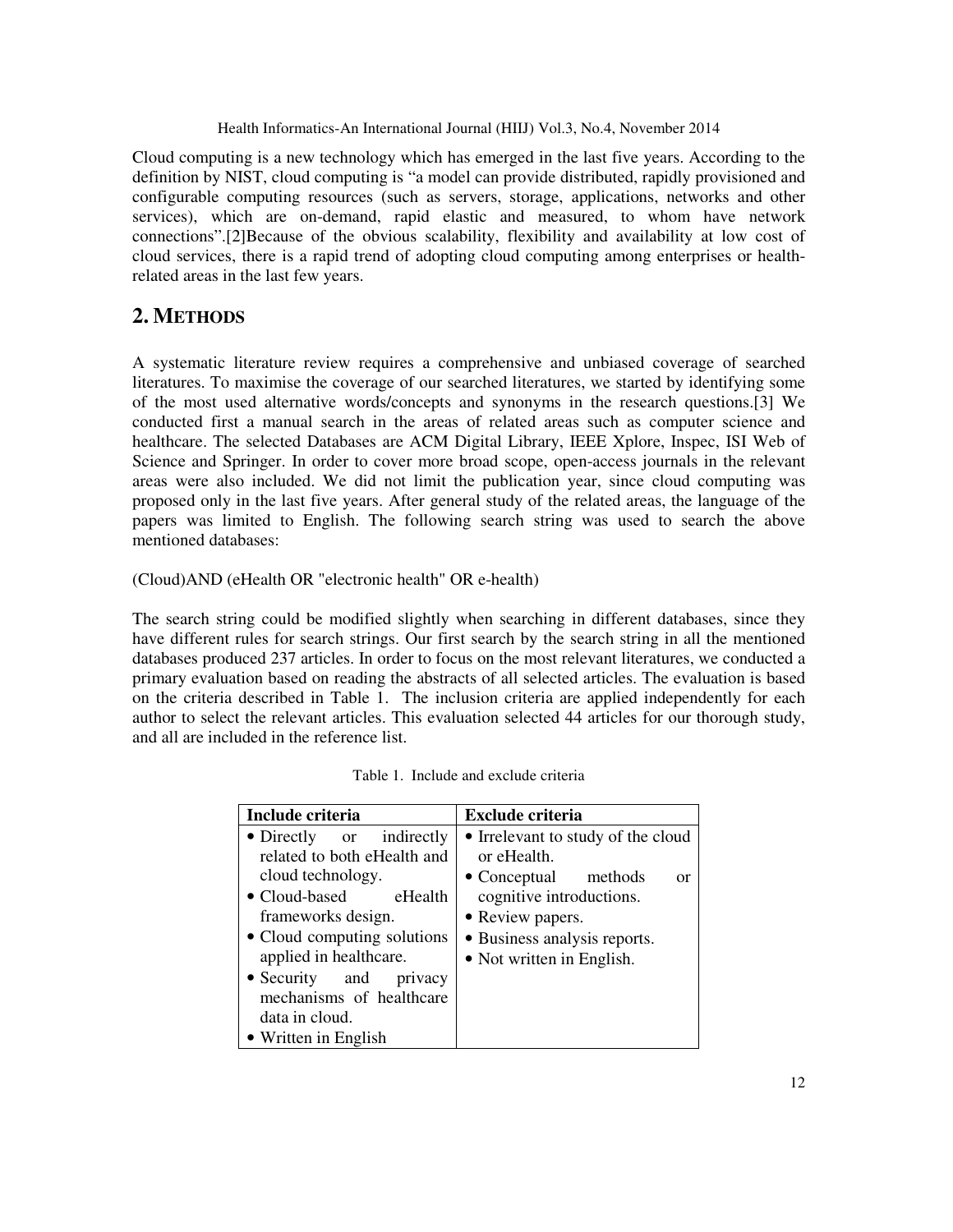Cloud computing is a new technology which has emerged in the last five years. According to the definition by NIST, cloud computing is "a model can provide distributed, rapidly provisioned and configurable computing resources (such as servers, storage, applications, networks and other services), which are on-demand, rapid elastic and measured, to whom have network connections".[2]Because of the obvious scalability, flexibility and availability at low cost of cloud services, there is a rapid trend of adopting cloud computing among enterprises or health-related areas in the last few years.

## 2. METHODS

A systematic literature review requires a comprehensive and unbiased coverage of searched literatures. To maximise the coverage of our searched literatures, we started by identifying some of the most used alternative words/concepts and synonyms in the research questions.[3] We conducted first a manual search in the areas of related areas such as computer science and healthcare. The selected Databases are ACM Digital Library, IEEE Xplore, Inspec, ISI Web of Science and Springer. In order to cover more broad scope, open-access journals in the relevant areas were also included. We did not limit the publication year, since cloud computing was proposed only in the last five years. After general study of the related areas, the language of the papers was limited to English. The following search string was used to search the above mentioned databases:

(Cloud)AND (eHealth OR "electronic health" OR e-health)

The search string could be modified slightly when searching in different databases, since they have different rules for search strings. Our first search by the search string in all the mentioned databases produced 237 articles. In order to focus on the most relevant literatures, we conducted a primary evaluation based on reading the abstracts of all selected articles. The evaluation is based on the criteria described in Table 1. The inclusion criteria are applied independently for each author to select the relevant articles. This evaluation selected 44 articles for our thorough study, and all are included in the reference list.

Table 1. Include and exclude criteria

| Include criteria | Exclude criteria |
|---|---|
| • Directly or indirectly related to both eHealth and cloud technology.<br>• Cloud-based eHealth frameworks design.<br>• Cloud computing solutions applied in healthcare.<br>• Security and privacy mechanisms of healthcare data in cloud.<br>• Written in English | • Irrelevant to study of the cloud or eHealth.<br>• Conceptual methods or cognitive introductions.<br>• Review papers.<br>• Business analysis reports.<br>• Not written in English. |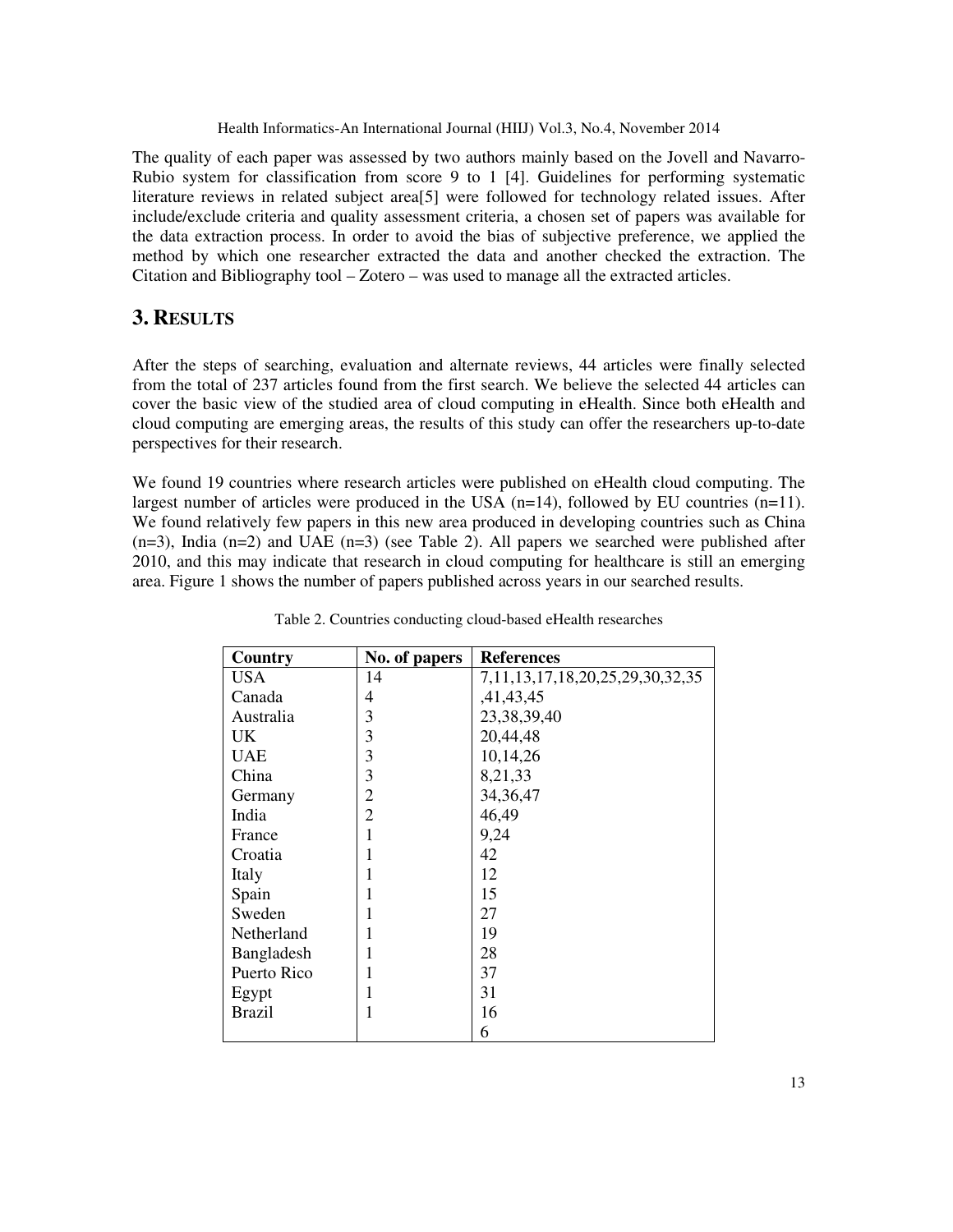The quality of each paper was assessed by two authors mainly based on the Jovell and Navarro-Rubio system for classification from score 9 to 1 [4]. Guidelines for performing systematic literature reviews in related subject area[5] were followed for technology related issues. After include/exclude criteria and quality assessment criteria, a chosen set of papers was available for the data extraction process. In order to avoid the bias of subjective preference, we applied the method by which one researcher extracted the data and another checked the extraction. The Citation and Bibliography tool – Zotero – was used to manage all the extracted articles.

# 3. RESULTS

After the steps of searching, evaluation and alternate reviews, 44 articles were finally selected from the total of 237 articles found from the first search. We believe the selected 44 articles can cover the basic view of the studied area of cloud computing in eHealth. Since both eHealth and cloud computing are emerging areas, the results of this study can offer the researchers up-to-date perspectives for their research.

We found 19 countries where research articles were published on eHealth cloud computing. The largest number of articles were produced in the USA (n=14), followed by EU countries (n=11). We found relatively few papers in this new area produced in developing countries such as China (n=3), India (n=2) and UAE (n=3) (see Table 2). All papers we searched were published after 2010, and this may indicate that research in cloud computing for healthcare is still an emerging area. Figure 1 shows the number of papers published across years in our searched results.

Table 2. Countries conducting cloud-based eHealth researches

| Country | No. of papers | References |
|---|---|---|
| USA | 14 | 7,11,13,17,18,20,25,29,30,32,35 |
| Canada | 4 | ,41,43,45 |
| Australia | 3 | 23,38,39,40 |
| UK | 3 | 20,44,48 |
| UAE | 3 | 10,14,26 |
| China | 3 | 8,21,33 |
| Germany | 2 | 34,36,47 |
| India | 2 | 46,49 |
| France | 1 | 9,24 |
| Croatia | 1 | 42 |
| Italy | 1 | 12 |
| Spain | 1 | 15 |
| Sweden | 1 | 27 |
| Netherland | 1 | 19 |
| Bangladesh | 1 | 28 |
| Puerto Rico | 1 | 37 |
| Egypt | 1 | 31 |
| Brazil | 1 | 16 |
| | | 6 |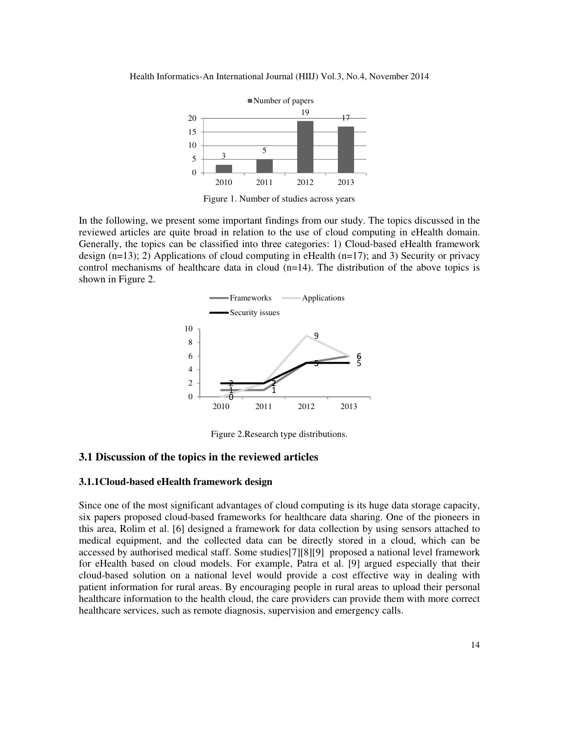Figure 1. Number of studies across years

In the following, we present some important findings from our study. The topics discussed in the reviewed articles are quite broad in relation to the use of cloud computing in eHealth domain. Generally, the topics can be classified into three categories: 1) Cloud-based eHealth framework design (n=13); 2) Applications of cloud computing in eHealth (n=17); and 3) Security or privacy control mechanisms of healthcare data in cloud (n=14). The distribution of the above topics is shown in Figure 2.

Figure 2.Research type distributions.

## 3.1 Discussion of the topics in the reviewed articles

### 3.1.1Cloud-based eHealth framework design

Since one of the most significant advantages of cloud computing is its huge data storage capacity, six papers proposed cloud-based frameworks for healthcare data sharing. One of the pioneers in this area, Rolim et al. [6] designed a framework for data collection by using sensors attached to medical equipment, and the collected data can be directly stored in a cloud, which can be accessed by authorised medical staff. Some studies[7][8][9] proposed a national level framework for eHealth based on cloud models. For example, Patra et al. [9] argued especially that their cloud-based solution on a national level would provide a cost effective way in dealing with patient information for rural areas. By encouraging people in rural areas to upload their personal healthcare information to the health cloud, the care providers can provide them with more correct healthcare services, such as remote diagnosis, supervision and emergency calls.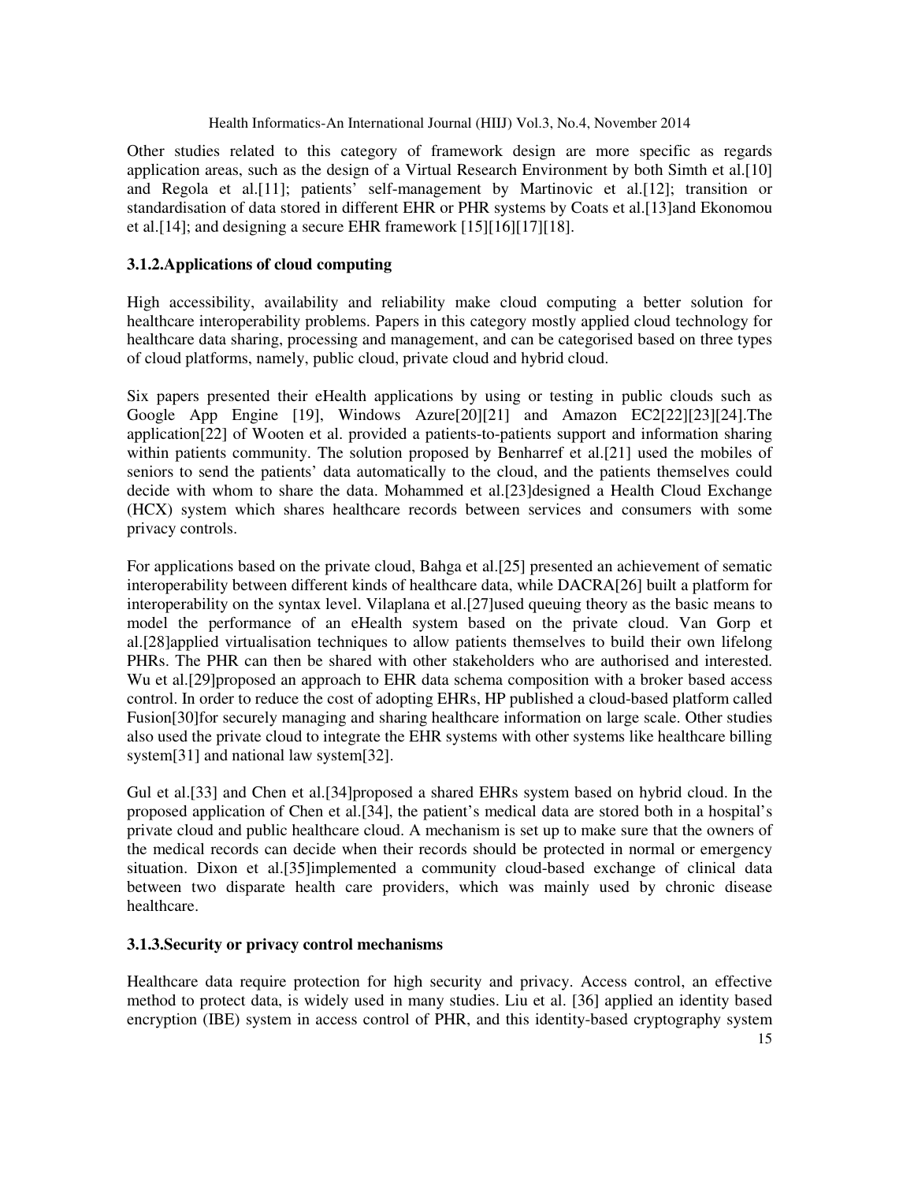Other studies related to this category of framework design are more specific as regards application areas, such as the design of a Virtual Research Environment by both Simth et al.[10] and Regola et al.[11]; patients' self-management by Martinovic et al.[12]; transition or standardisation of data stored in different EHR or PHR systems by Coats et al.[13]and Ekonomou et al.[14]; and designing a secure EHR framework [15][16][17][18].

### 3.1.2.Applications of cloud computing

High accessibility, availability and reliability make cloud computing a better solution for healthcare interoperability problems. Papers in this category mostly applied cloud technology for healthcare data sharing, processing and management, and can be categorised based on three types of cloud platforms, namely, public cloud, private cloud and hybrid cloud.

Six papers presented their eHealth applications by using or testing in public clouds such as Google App Engine [19], Windows Azure[20][21] and Amazon EC2[22][23][24].The application[22] of Wooten et al. provided a patients-to-patients support and information sharing within patients community. The solution proposed by Benharref et al.[21] used the mobiles of seniors to send the patients' data automatically to the cloud, and the patients themselves could decide with whom to share the data. Mohammed et al.[23]designed a Health Cloud Exchange (HCX) system which shares healthcare records between services and consumers with some privacy controls.

For applications based on the private cloud, Bahga et al.[25] presented an achievement of sematic interoperability between different kinds of healthcare data, while DACRA[26] built a platform for interoperability on the syntax level. Vilaplana et al.[27]used queuing theory as the basic means to model the performance of an eHealth system based on the private cloud. Van Gorp et al.[28]applied virtualisation techniques to allow patients themselves to build their own lifelong PHRs. The PHR can then be shared with other stakeholders who are authorised and interested. Wu et al.[29]proposed an approach to EHR data schema composition with a broker based access control. In order to reduce the cost of adopting EHRs, HP published a cloud-based platform called Fusion[30]for securely managing and sharing healthcare information on large scale. Other studies also used the private cloud to integrate the EHR systems with other systems like healthcare billing system[31] and national law system[32].

Gul et al.[33] and Chen et al.[34]proposed a shared EHRs system based on hybrid cloud. In the proposed application of Chen et al.[34], the patient's medical data are stored both in a hospital's private cloud and public healthcare cloud. A mechanism is set up to make sure that the owners of the medical records can decide when their records should be protected in normal or emergency situation. Dixon et al.[35]implemented a community cloud-based exchange of clinical data between two disparate health care providers, which was mainly used by chronic disease healthcare.

### 3.1.3.Security or privacy control mechanisms

Healthcare data require protection for high security and privacy. Access control, an effective method to protect data, is widely used in many studies. Liu et al. [36] applied an identity based encryption (IBE) system in access control of PHR, and this identity-based cryptography system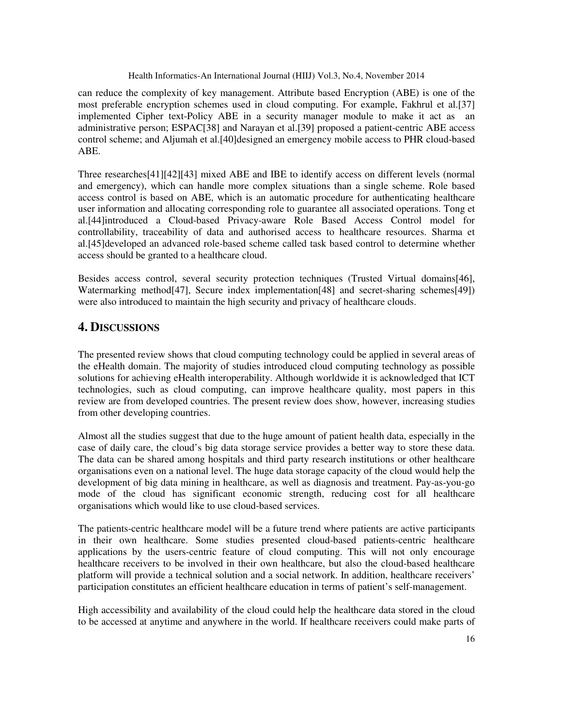can reduce the complexity of key management. Attribute based Encryption (ABE) is one of the most preferable encryption schemes used in cloud computing. For example, Fakhrul et al.[37] implemented Cipher text-Policy ABE in a security manager module to make it act as an administrative person; ESPAC[38] and Narayan et al.[39] proposed a patient-centric ABE access control scheme; and Aljumah et al.[40]designed an emergency mobile access to PHR cloud-based ABE.

Three researches[41][42][43] mixed ABE and IBE to identify access on different levels (normal and emergency), which can handle more complex situations than a single scheme. Role based access control is based on ABE, which is an automatic procedure for authenticating healthcare user information and allocating corresponding role to guarantee all associated operations. Tong et al.[44]introduced a Cloud-based Privacy-aware Role Based Access Control model for controllability, traceability of data and authorised access to healthcare resources. Sharma et al.[45]developed an advanced role-based scheme called task based control to determine whether access should be granted to a healthcare cloud.

Besides access control, several security protection techniques (Trusted Virtual domains[46], Watermarking method[47], Secure index implementation[48] and secret-sharing schemes[49]) were also introduced to maintain the high security and privacy of healthcare clouds.

## 4. DISCUSSIONS

The presented review shows that cloud computing technology could be applied in several areas of the eHealth domain. The majority of studies introduced cloud computing technology as possible solutions for achieving eHealth interoperability. Although worldwide it is acknowledged that ICT technologies, such as cloud computing, can improve healthcare quality, most papers in this review are from developed countries. The present review does show, however, increasing studies from other developing countries.

Almost all the studies suggest that due to the huge amount of patient health data, especially in the case of daily care, the cloud's big data storage service provides a better way to store these data. The data can be shared among hospitals and third party research institutions or other healthcare organisations even on a national level. The huge data storage capacity of the cloud would help the development of big data mining in healthcare, as well as diagnosis and treatment. Pay-as-you-go mode of the cloud has significant economic strength, reducing cost for all healthcare organisations which would like to use cloud-based services.

The patients-centric healthcare model will be a future trend where patients are active participants in their own healthcare. Some studies presented cloud-based patients-centric healthcare applications by the users-centric feature of cloud computing. This will not only encourage healthcare receivers to be involved in their own healthcare, but also the cloud-based healthcare platform will provide a technical solution and a social network. In addition, healthcare receivers' participation constitutes an efficient healthcare education in terms of patient's self-management.

High accessibility and availability of the cloud could help the healthcare data stored in the cloud to be accessed at anytime and anywhere in the world. If healthcare receivers could make parts of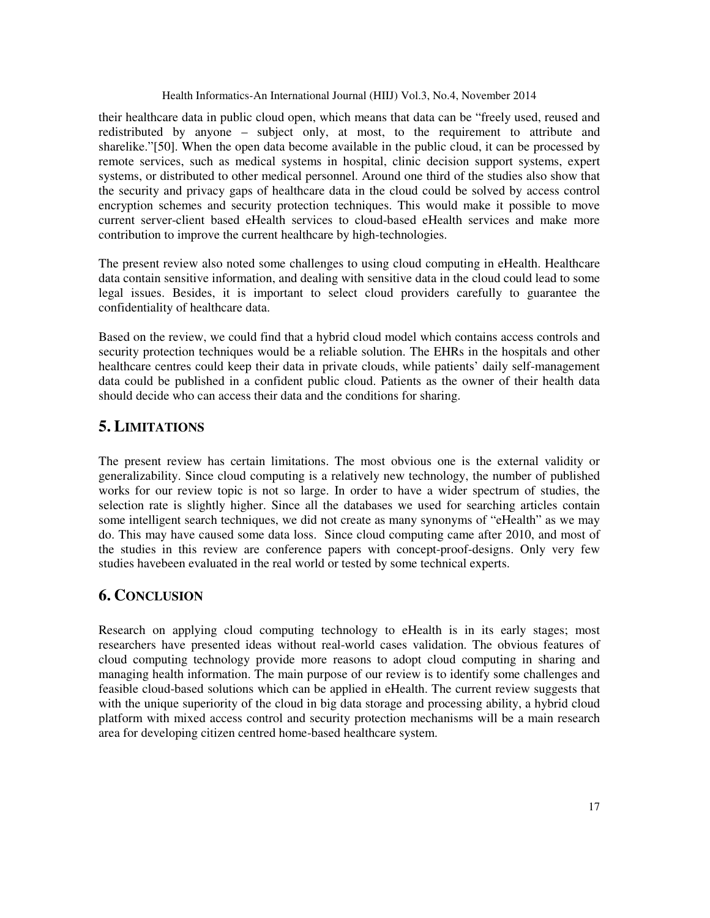their healthcare data in public cloud open, which means that data can be "freely used, reused and redistributed by anyone – subject only, at most, to the requirement to attribute and sharelike."[50]. When the open data become available in the public cloud, it can be processed by remote services, such as medical systems in hospital, clinic decision support systems, expert systems, or distributed to other medical personnel. Around one third of the studies also show that the security and privacy gaps of healthcare data in the cloud could be solved by access control encryption schemes and security protection techniques. This would make it possible to move current server-client based eHealth services to cloud-based eHealth services and make more contribution to improve the current healthcare by high-technologies.

The present review also noted some challenges to using cloud computing in eHealth. Healthcare data contain sensitive information, and dealing with sensitive data in the cloud could lead to some legal issues. Besides, it is important to select cloud providers carefully to guarantee the confidentiality of healthcare data.

Based on the review, we could find that a hybrid cloud model which contains access controls and security protection techniques would be a reliable solution. The EHRs in the hospitals and other healthcare centres could keep their data in private clouds, while patients' daily self-management data could be published in a confident public cloud. Patients as the owner of their health data should decide who can access their data and the conditions for sharing.

## 5. LIMITATIONS

The present review has certain limitations. The most obvious one is the external validity or generalizability. Since cloud computing is a relatively new technology, the number of published works for our review topic is not so large. In order to have a wider spectrum of studies, the selection rate is slightly higher. Since all the databases we used for searching articles contain some intelligent search techniques, we did not create as many synonyms of "eHealth" as we may do. This may have caused some data loss. Since cloud computing came after 2010, and most of the studies in this review are conference papers with concept-proof-designs. Only very few studies havebeen evaluated in the real world or tested by some technical experts.

## 6. CONCLUSION

Research on applying cloud computing technology to eHealth is in its early stages; most researchers have presented ideas without real-world cases validation. The obvious features of cloud computing technology provide more reasons to adopt cloud computing in sharing and managing health information. The main purpose of our review is to identify some challenges and feasible cloud-based solutions which can be applied in eHealth. The current review suggests that with the unique superiority of the cloud in big data storage and processing ability, a hybrid cloud platform with mixed access control and security protection mechanisms will be a main research area for developing citizen centred home-based healthcare system.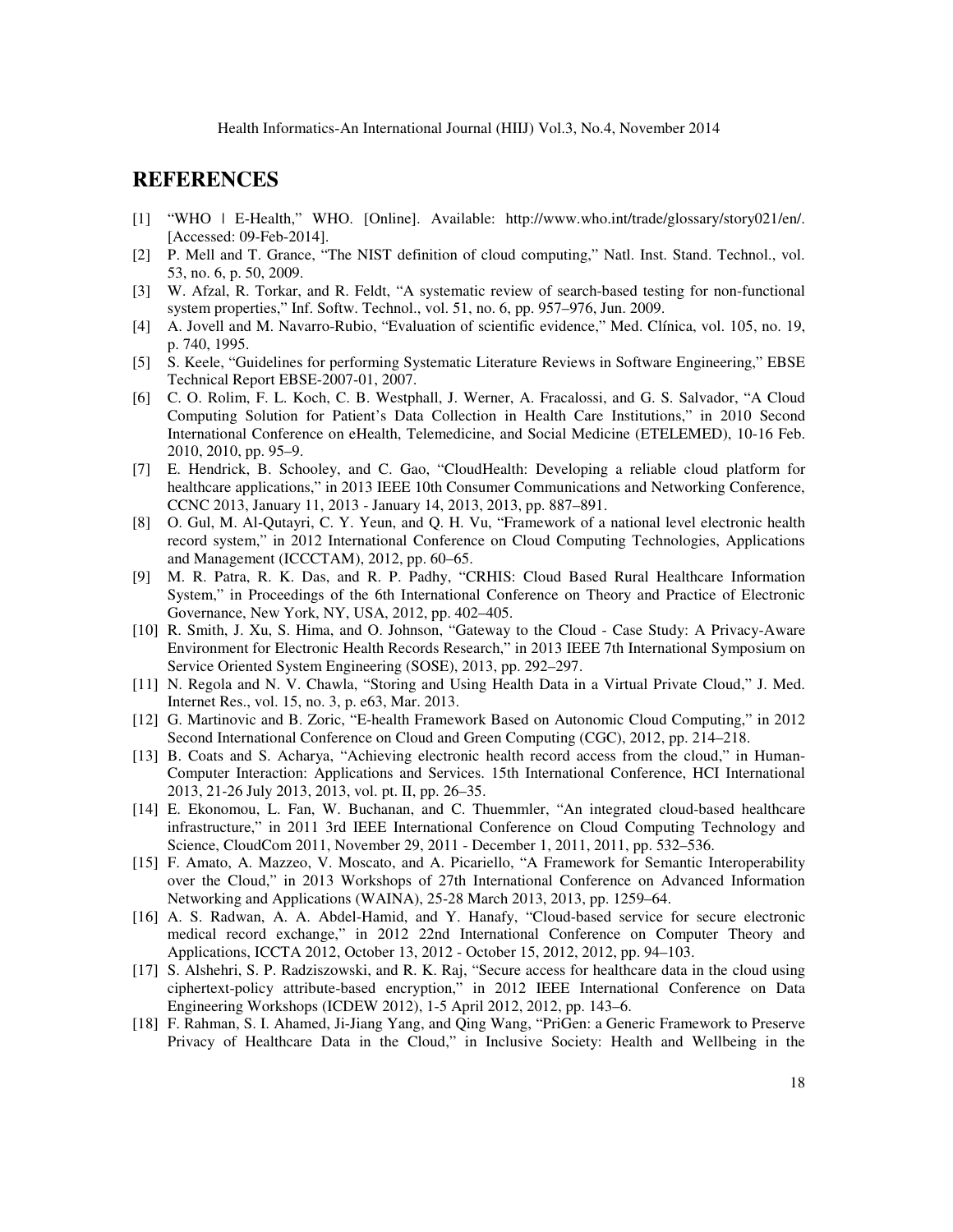## REFERENCES

[1] "WHO | E-Health," WHO. [Online]. Available: http://www.who.int/trade/glossary/story021/en/. [Accessed: 09-Feb-2014].

[2] P. Mell and T. Grance, "The NIST definition of cloud computing," Natl. Inst. Stand. Technol., vol. 53, no. 6, p. 50, 2009.

[3] W. Afzal, R. Torkar, and R. Feldt, "A systematic review of search-based testing for non-functional system properties," Inf. Softw. Technol., vol. 51, no. 6, pp. 957–976, Jun. 2009.

[4] A. Jovell and M. Navarro-Rubio, "Evaluation of scientific evidence," Med. Clínica, vol. 105, no. 19, p. 740, 1995.

[5] S. Keele, "Guidelines for performing Systematic Literature Reviews in Software Engineering," EBSE Technical Report EBSE-2007-01, 2007.

[6] C. O. Rolim, F. L. Koch, C. B. Westphall, J. Werner, A. Fracalossi, and G. S. Salvador, "A Cloud Computing Solution for Patient's Data Collection in Health Care Institutions," in 2010 Second International Conference on eHealth, Telemedicine, and Social Medicine (ETELEMED), 10-16 Feb. 2010, 2010, pp. 95–9.

[7] E. Hendrick, B. Schooley, and C. Gao, "CloudHealth: Developing a reliable cloud platform for healthcare applications," in 2013 IEEE 10th Consumer Communications and Networking Conference, CCNC 2013, January 11, 2013 - January 14, 2013, 2013, pp. 887–891.

[8] O. Gul, M. Al-Qutayri, C. Y. Yeun, and Q. H. Vu, "Framework of a national level electronic health record system," in 2012 International Conference on Cloud Computing Technologies, Applications and Management (ICCCTAM), 2012, pp. 60–65.

[9] M. R. Patra, R. K. Das, and R. P. Padhy, "CRHIS: Cloud Based Rural Healthcare Information System," in Proceedings of the 6th International Conference on Theory and Practice of Electronic Governance, New York, NY, USA, 2012, pp. 402–405.

[10] R. Smith, J. Xu, S. Hima, and O. Johnson, "Gateway to the Cloud - Case Study: A Privacy-Aware Environment for Electronic Health Records Research," in 2013 IEEE 7th International Symposium on Service Oriented System Engineering (SOSE), 2013, pp. 292–297.

[11] N. Regola and N. V. Chawla, "Storing and Using Health Data in a Virtual Private Cloud," J. Med. Internet Res., vol. 15, no. 3, p. e63, Mar. 2013.

[12] G. Martinovic and B. Zoric, "E-health Framework Based on Autonomic Cloud Computing," in 2012 Second International Conference on Cloud and Green Computing (CGC), 2012, pp. 214–218.

[13] B. Coats and S. Acharya, "Achieving electronic health record access from the cloud," in Human-Computer Interaction: Applications and Services. 15th International Conference, HCI International 2013, 21-26 July 2013, 2013, vol. pt. II, pp. 26–35.

[14] E. Ekonomou, L. Fan, W. Buchanan, and C. Thuemmler, "An integrated cloud-based healthcare infrastructure," in 2011 3rd IEEE International Conference on Cloud Computing Technology and Science, CloudCom 2011, November 29, 2011 - December 1, 2011, 2011, pp. 532–536.

[15] F. Amato, A. Mazzeo, V. Moscato, and A. Picariello, "A Framework for Semantic Interoperability over the Cloud," in 2013 Workshops of 27th International Conference on Advanced Information Networking and Applications (WAINA), 25-28 March 2013, 2013, pp. 1259–64.

[16] A. S. Radwan, A. A. Abdel-Hamid, and Y. Hanafy, "Cloud-based service for secure electronic medical record exchange," in 2012 22nd International Conference on Computer Theory and Applications, ICCTA 2012, October 13, 2012 - October 15, 2012, 2012, pp. 94–103.

[17] S. Alshehri, S. P. Radziszowski, and R. K. Raj, "Secure access for healthcare data in the cloud using ciphertext-policy attribute-based encryption," in 2012 IEEE International Conference on Data Engineering Workshops (ICDEW 2012), 1-5 April 2012, 2012, pp. 143–6.

[18] F. Rahman, S. I. Ahamed, Ji-Jiang Yang, and Qing Wang, "PriGen: a Generic Framework to Preserve Privacy of Healthcare Data in the Cloud," in Inclusive Society: Health and Wellbeing in the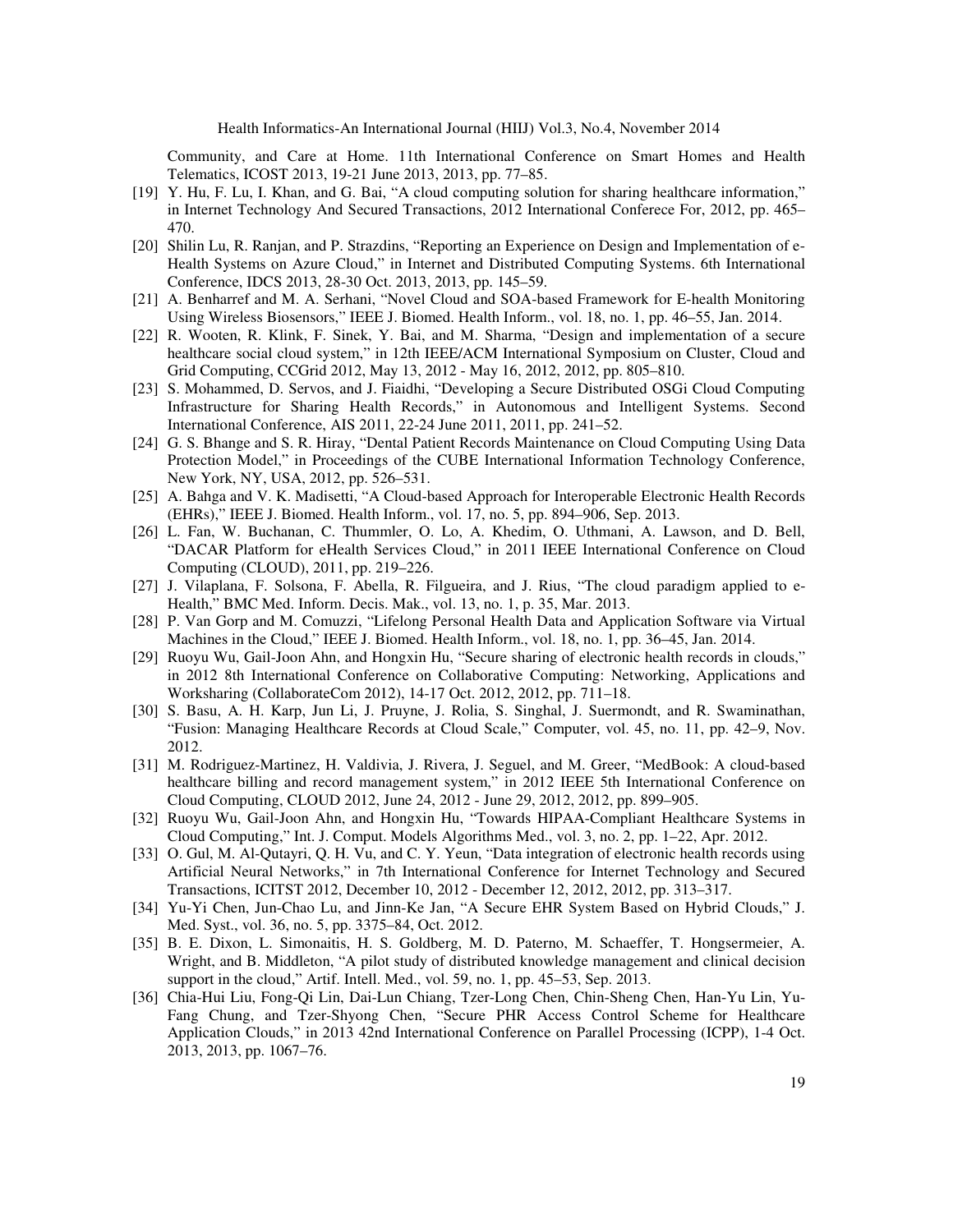Community, and Care at Home. 11th International Conference on Smart Homes and Health Telematics, ICOST 2013, 19-21 June 2013, 2013, pp. 77–85.

[19] Y. Hu, F. Lu, I. Khan, and G. Bai, "A cloud computing solution for sharing healthcare information," in Internet Technology And Secured Transactions, 2012 International Conferece For, 2012, pp. 465–470.

[20] Shilin Lu, R. Ranjan, and P. Strazdins, "Reporting an Experience on Design and Implementation of e-Health Systems on Azure Cloud," in Internet and Distributed Computing Systems. 6th International Conference, IDCS 2013, 28-30 Oct. 2013, 2013, pp. 145–59.

[21] A. Benharref and M. A. Serhani, "Novel Cloud and SOA-based Framework for E-health Monitoring Using Wireless Biosensors," IEEE J. Biomed. Health Inform., vol. 18, no. 1, pp. 46–55, Jan. 2014.

[22] R. Wooten, R. Klink, F. Sinek, Y. Bai, and M. Sharma, "Design and implementation of a secure healthcare social cloud system," in 12th IEEE/ACM International Symposium on Cluster, Cloud and Grid Computing, CCGrid 2012, May 13, 2012 - May 16, 2012, 2012, pp. 805–810.

[23] S. Mohammed, D. Servos, and J. Fiaidhi, "Developing a Secure Distributed OSGi Cloud Computing Infrastructure for Sharing Health Records," in Autonomous and Intelligent Systems. Second International Conference, AIS 2011, 22-24 June 2011, 2011, pp. 241–52.

[24] G. S. Bhange and S. R. Hiray, "Dental Patient Records Maintenance on Cloud Computing Using Data Protection Model," in Proceedings of the CUBE International Information Technology Conference, New York, NY, USA, 2012, pp. 526–531.

[25] A. Bahga and V. K. Madisetti, "A Cloud-based Approach for Interoperable Electronic Health Records (EHRs)," IEEE J. Biomed. Health Inform., vol. 17, no. 5, pp. 894–906, Sep. 2013.

[26] L. Fan, W. Buchanan, C. Thummler, O. Lo, A. Khedim, O. Uthmani, A. Lawson, and D. Bell, "DACAR Platform for eHealth Services Cloud," in 2011 IEEE International Conference on Cloud Computing (CLOUD), 2011, pp. 219–226.

[27] J. Vilaplana, F. Solsona, F. Abella, R. Filgueira, and J. Rius, "The cloud paradigm applied to e-Health," BMC Med. Inform. Decis. Mak., vol. 13, no. 1, p. 35, Mar. 2013.

[28] P. Van Gorp and M. Comuzzi, "Lifelong Personal Health Data and Application Software via Virtual Machines in the Cloud," IEEE J. Biomed. Health Inform., vol. 18, no. 1, pp. 36–45, Jan. 2014.

[29] Ruoyu Wu, Gail-Joon Ahn, and Hongxin Hu, "Secure sharing of electronic health records in clouds," in 2012 8th International Conference on Collaborative Computing: Networking, Applications and Worksharing (CollaborateCom 2012), 14-17 Oct. 2012, 2012, pp. 711–18.

[30] S. Basu, A. H. Karp, Jun Li, J. Pruyne, J. Rolia, S. Singhal, J. Suermondt, and R. Swaminathan, "Fusion: Managing Healthcare Records at Cloud Scale," Computer, vol. 45, no. 11, pp. 42–9, Nov. 2012.

[31] M. Rodriguez-Martinez, H. Valdivia, J. Rivera, J. Seguel, and M. Greer, "MedBook: A cloud-based healthcare billing and record management system," in 2012 IEEE 5th International Conference on Cloud Computing, CLOUD 2012, June 24, 2012 - June 29, 2012, 2012, pp. 899–905.

[32] Ruoyu Wu, Gail-Joon Ahn, and Hongxin Hu, "Towards HIPAA-Compliant Healthcare Systems in Cloud Computing," Int. J. Comput. Models Algorithms Med., vol. 3, no. 2, pp. 1–22, Apr. 2012.

[33] O. Gul, M. Al-Qutayri, Q. H. Vu, and C. Y. Yeun, "Data integration of electronic health records using Artificial Neural Networks," in 7th International Conference for Internet Technology and Secured Transactions, ICITST 2012, December 10, 2012 - December 12, 2012, 2012, pp. 313–317.

[34] Yu-Yi Chen, Jun-Chao Lu, and Jinn-Ke Jan, "A Secure EHR System Based on Hybrid Clouds," J. Med. Syst., vol. 36, no. 5, pp. 3375–84, Oct. 2012.

[35] B. E. Dixon, L. Simonaitis, H. S. Goldberg, M. D. Paterno, M. Schaeffer, T. Hongsermeier, A. Wright, and B. Middleton, "A pilot study of distributed knowledge management and clinical decision support in the cloud," Artif. Intell. Med., vol. 59, no. 1, pp. 45–53, Sep. 2013.

[36] Chia-Hui Liu, Fong-Qi Lin, Dai-Lun Chiang, Tzer-Long Chen, Chin-Sheng Chen, Han-Yu Lin, Yu-Fang Chung, and Tzer-Shyong Chen, "Secure PHR Access Control Scheme for Healthcare Application Clouds," in 2013 42nd International Conference on Parallel Processing (ICPP), 1-4 Oct. 2013, 2013, pp. 1067–76.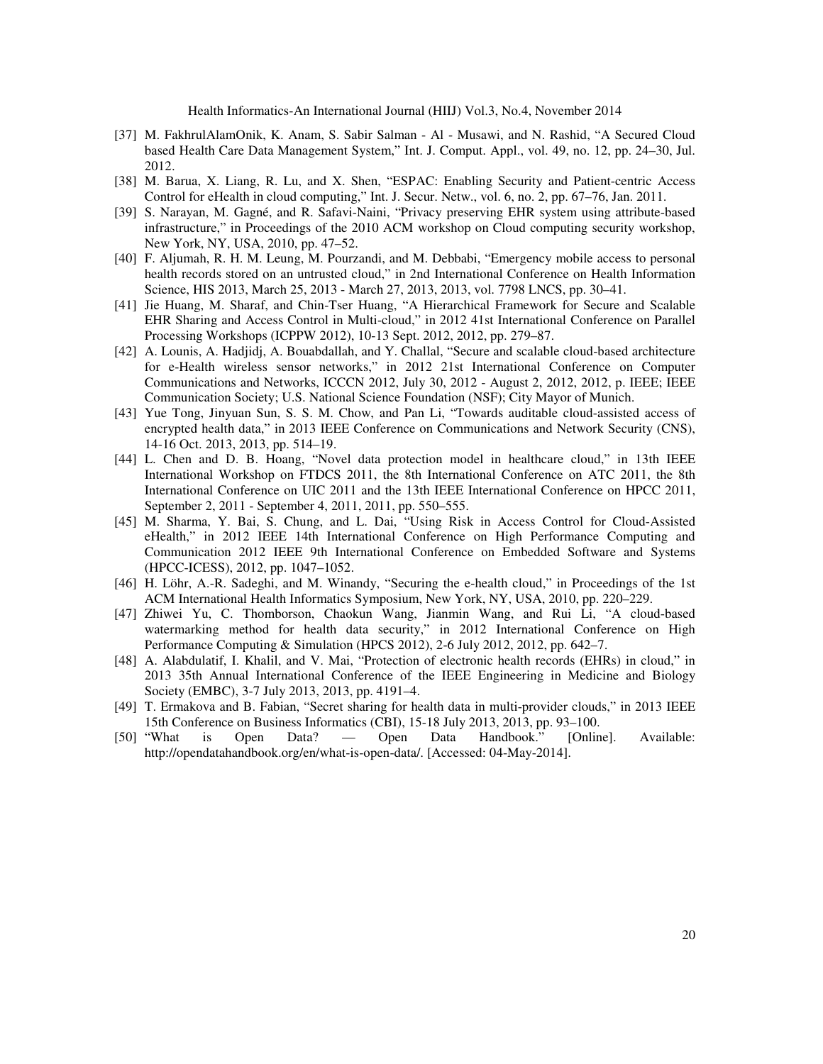[37] M. FakhrulAlamOnik, K. Anam, S. Sabir Salman - Al - Musawi, and N. Rashid, "A Secured Cloud based Health Care Data Management System," Int. J. Comput. Appl., vol. 49, no. 12, pp. 24–30, Jul. 2012.

[38] M. Barua, X. Liang, R. Lu, and X. Shen, "ESPAC: Enabling Security and Patient-centric Access Control for eHealth in cloud computing," Int. J. Secur. Netw., vol. 6, no. 2, pp. 67–76, Jan. 2011.

[39] S. Narayan, M. Gagné, and R. Safavi-Naini, "Privacy preserving EHR system using attribute-based infrastructure," in Proceedings of the 2010 ACM workshop on Cloud computing security workshop, New York, NY, USA, 2010, pp. 47–52.

[40] F. Aljumah, R. H. M. Leung, M. Pourzandi, and M. Debbabi, "Emergency mobile access to personal health records stored on an untrusted cloud," in 2nd International Conference on Health Information Science, HIS 2013, March 25, 2013 - March 27, 2013, 2013, vol. 7798 LNCS, pp. 30–41.

[41] Jie Huang, M. Sharaf, and Chin-Tser Huang, "A Hierarchical Framework for Secure and Scalable EHR Sharing and Access Control in Multi-cloud," in 2012 41st International Conference on Parallel Processing Workshops (ICPPW 2012), 10-13 Sept. 2012, 2012, pp. 279–87.

[42] A. Lounis, A. Hadjidj, A. Bouabdallah, and Y. Challal, "Secure and scalable cloud-based architecture for e-Health wireless sensor networks," in 2012 21st International Conference on Computer Communications and Networks, ICCCN 2012, July 30, 2012 - August 2, 2012, 2012, p. IEEE; IEEE Communication Society; U.S. National Science Foundation (NSF); City Mayor of Munich.

[43] Yue Tong, Jinyuan Sun, S. S. M. Chow, and Pan Li, "Towards auditable cloud-assisted access of encrypted health data," in 2013 IEEE Conference on Communications and Network Security (CNS), 14-16 Oct. 2013, 2013, pp. 514–19.

[44] L. Chen and D. B. Hoang, "Novel data protection model in healthcare cloud," in 13th IEEE International Workshop on FTDCS 2011, the 8th International Conference on ATC 2011, the 8th International Conference on UIC 2011 and the 13th IEEE International Conference on HPCC 2011, September 2, 2011 - September 4, 2011, 2011, pp. 550–555.

[45] M. Sharma, Y. Bai, S. Chung, and L. Dai, "Using Risk in Access Control for Cloud-Assisted eHealth," in 2012 IEEE 14th International Conference on High Performance Computing and Communication 2012 IEEE 9th International Conference on Embedded Software and Systems (HPCC-ICESS), 2012, pp. 1047–1052.

[46] H. Löhr, A.-R. Sadeghi, and M. Winandy, "Securing the e-health cloud," in Proceedings of the 1st ACM International Health Informatics Symposium, New York, NY, USA, 2010, pp. 220–229.

[47] Zhiwei Yu, C. Thomborson, Chaokun Wang, Jianmin Wang, and Rui Li, "A cloud-based watermarking method for health data security," in 2012 International Conference on High Performance Computing & Simulation (HPCS 2012), 2-6 July 2012, 2012, pp. 642–7.

[48] A. Alabdulatif, I. Khalil, and V. Mai, "Protection of electronic health records (EHRs) in cloud," in 2013 35th Annual International Conference of the IEEE Engineering in Medicine and Biology Society (EMBC), 3-7 July 2013, 2013, pp. 4191–4.

[49] T. Ermakova and B. Fabian, "Secret sharing for health data in multi-provider clouds," in 2013 IEEE 15th Conference on Business Informatics (CBI), 15-18 July 2013, 2013, pp. 93–100.

[50] "What is Open Data? — Open Data Handbook." [Online]. Available: http://opendatahandbook.org/en/what-is-open-data/. [Accessed: 04-May-2014].